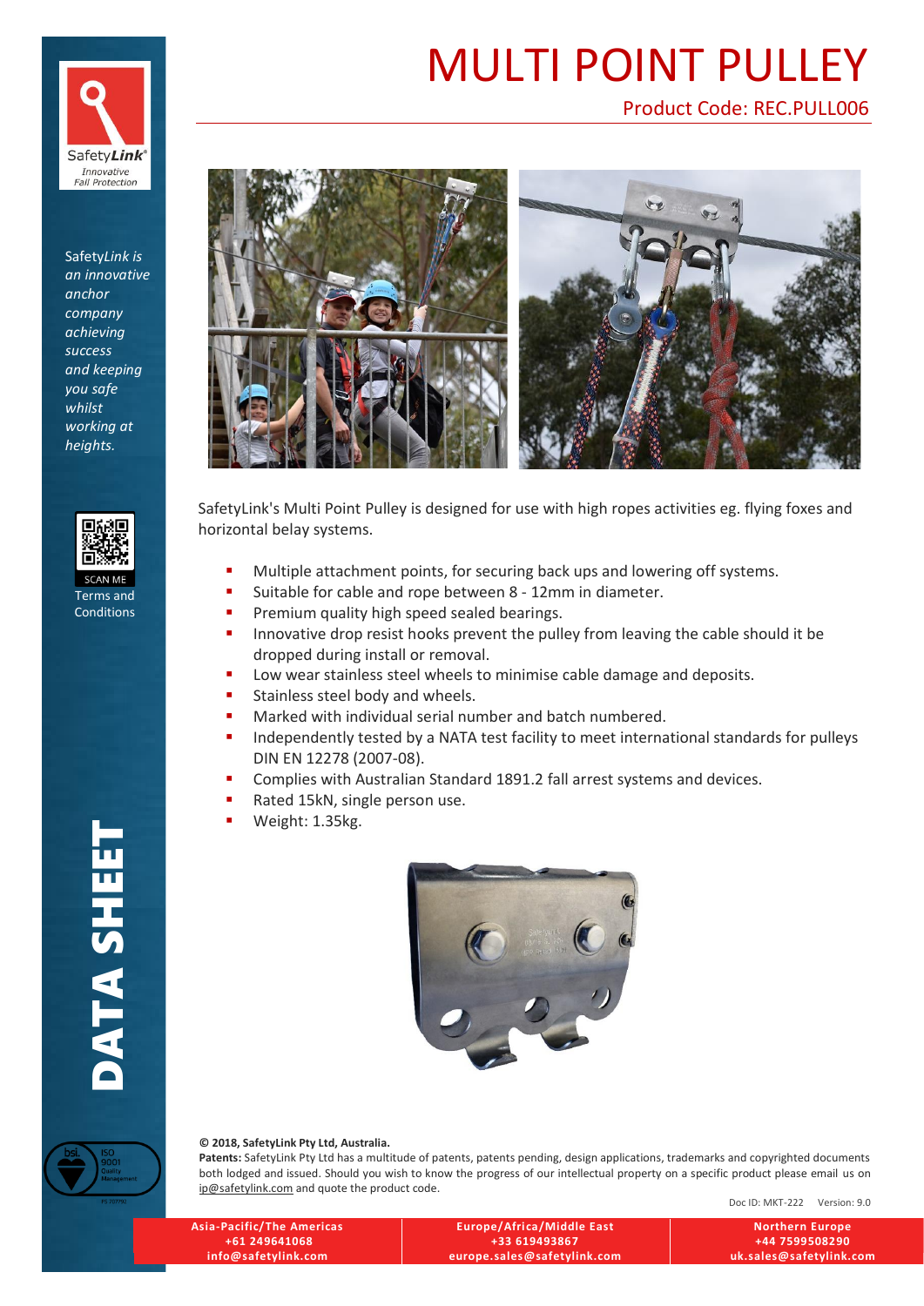# MULTI POINT PULLEY

Product Code: REC.PULL006

SafetyLink is *an innovative anchor company achieving success and keeping you safe whilst working at heights.*

SCAN ME

Terms and Conditions

DATA SHEET

SafetyLink's Multi Point Pulley is designed for use with high ropes activities eg. flying foxes and horizontal belay systems.

- Multiple attachment points, for securing back ups and lowering off systems.
- Suitable for cable and rope between 8 - 12mm in diameter.
- Premium quality high speed sealed bearings.
- Innovative drop resist hooks prevent the pulley from leaving the cable should it be dropped during install or removal.
- Low wear stainless steel wheels to minimise cable damage and deposits.
- Stainless steel body and wheels.
- Marked with individual serial number and batch numbered.
- Independently tested by a NATA test facility to meet international standards for pulleys DIN EN 12278 (2007-08).
- Complies with Australian Standard 1891.2 fall arrest systems and devices.
- Rated 15kN, single person use.
- Weight: 1.35kg.

**© 2018, SafetyLink Pty Ltd, Australia.**

**Patents:** SafetyLink Pty Ltd has a multitude of patents, patents pending, design applications, trademarks and copyrighted documents both lodged and issued. Should you wish to know the progress of our intellectual property on a specific product please email us on ip@safetylink.com and quote the product code.

Doc ID: MKT-222 Version: 9.0

| Asia-Pacific/The Americas | Europe/Africa/Middle East | Northern Europe |
| --- | --- | --- |
| +61 249641068 | +33 619493867 | +44 7599508290 |
| info@safetylink.com | europe.sales@safetylink.com | uk.sales@safetylink.com |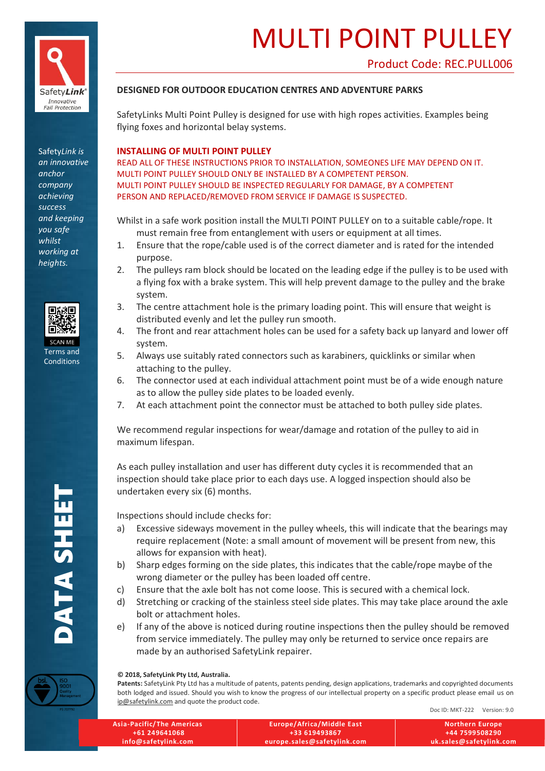# MULTI POINT PULLEY

Product Code: REC.PULL006

SafetyLink is an innovative anchor company achieving success and keeping you safe whilst working at heights.

SCAN ME
Terms and Conditions

DATA SHEET

**DESIGNED FOR OUTDOOR EDUCATION CENTRES AND ADVENTURE PARKS**

SafetyLinks Multi Point Pulley is designed for use with high ropes activities. Examples being flying foxes and horizontal belay systems.

## INSTALLING OF MULTI POINT PULLEY

READ ALL OF THESE INSTRUCTIONS PRIOR TO INSTALLATION, SOMEONES LIFE MAY DEPEND ON IT.
MULTI POINT PULLEY SHOULD ONLY BE INSTALLED BY A COMPETENT PERSON.
MULTI POINT PULLEY SHOULD BE INSPECTED REGULARLY FOR DAMAGE, BY A COMPETENT PERSON AND REPLACED/REMOVED FROM SERVICE IF DAMAGE IS SUSPECTED.

Whilst in a safe work position install the MULTI POINT PULLEY on to a suitable cable/rope. It must remain free from entanglement with users or equipment at all times.

1. Ensure that the rope/cable used is of the correct diameter and is rated for the intended purpose.
2. The pulleys ram block should be located on the leading edge if the pulley is to be used with a flying fox with a brake system. This will help prevent damage to the pulley and the brake system.
3. The centre attachment hole is the primary loading point. This will ensure that weight is distributed evenly and let the pulley run smooth.
4. The front and rear attachment holes can be used for a safety back up lanyard and lower off system.
5. Always use suitably rated connectors such as karabiners, quicklinks or similar when attaching to the pulley.
6. The connector used at each individual attachment point must be of a wide enough nature as to allow the pulley side plates to be loaded evenly.
7. At each attachment point the connector must be attached to both pulley side plates.

We recommend regular inspections for wear/damage and rotation of the pulley to aid in maximum lifespan.

As each pulley installation and user has different duty cycles it is recommended that an inspection should take place prior to each days use. A logged inspection should also be undertaken every six (6) months.

Inspections should include checks for:

a) Excessive sideways movement in the pulley wheels, this will indicate that the bearings may require replacement (Note: a small amount of movement will be present from new, this allows for expansion with heat).
b) Sharp edges forming on the side plates, this indicates that the cable/rope maybe of the wrong diameter or the pulley has been loaded off centre.
c) Ensure that the axle bolt has not come loose. This is secured with a chemical lock.
d) Stretching or cracking of the stainless steel side plates. This may take place around the axle bolt or attachment holes.
e) If any of the above is noticed during routine inspections then the pulley should be removed from service immediately. The pulley may only be returned to service once repairs are made by an authorised SafetyLink repairer.

**© 2018, SafetyLink Pty Ltd, Australia.**
**Patents:** SafetyLink Pty Ltd has a multitude of patents, patents pending, design applications, trademarks and copyrighted documents both lodged and issued. Should you wish to know the progress of our intellectual property on a specific product please email us on ip@safetylink.com and quote the product code.

Doc ID: MKT-222 Version: 9.0

| Asia-Pacific/The Americas | Europe/Africa/Middle East | Northern Europe |
|---|---|---|
| +61 249641068 | +33 619493867 | +44 7599508290 |
| info@safetylink.com | europe.sales@safetylink.com | uk.sales@safetylink.com |